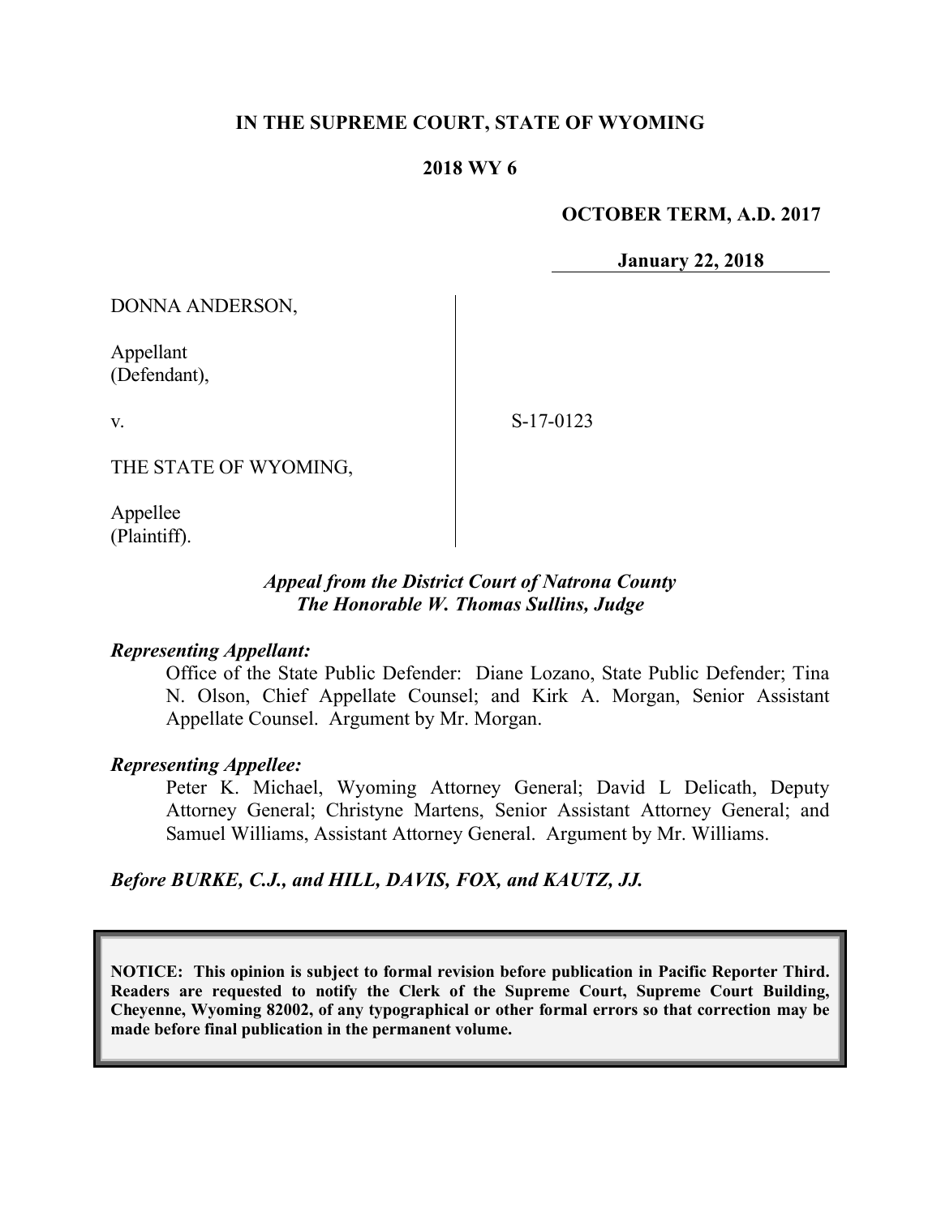**IN THE SUPREME COURT, STATE OF WYOMING**

**2018 WY 6**

**OCTOBER TERM, A.D. 2017**

**January 22, 2018**

DONNA ANDERSON,

Appellant
(Defendant),

v.

S-17-0123

THE STATE OF WYOMING,

Appellee
(Plaintiff).

*Appeal from the District Court of Natrona County*
*The Honorable W. Thomas Sullins, Judge*

***Representing Appellant:***

Office of the State Public Defender: Diane Lozano, State Public Defender; Tina N. Olson, Chief Appellate Counsel; and Kirk A. Morgan, Senior Assistant Appellate Counsel. Argument by Mr. Morgan.

***Representing Appellee:***

Peter K. Michael, Wyoming Attorney General; David L Delicath, Deputy Attorney General; Christyne Martens, Senior Assistant Attorney General; and Samuel Williams, Assistant Attorney General. Argument by Mr. Williams.

***Before BURKE, C.J., and HILL, DAVIS, FOX, and KAUTZ, JJ.***

**NOTICE: This opinion is subject to formal revision before publication in Pacific Reporter Third. Readers are requested to notify the Clerk of the Supreme Court, Supreme Court Building, Cheyenne, Wyoming 82002, of any typographical or other formal errors so that correction may be made before final publication in the permanent volume.**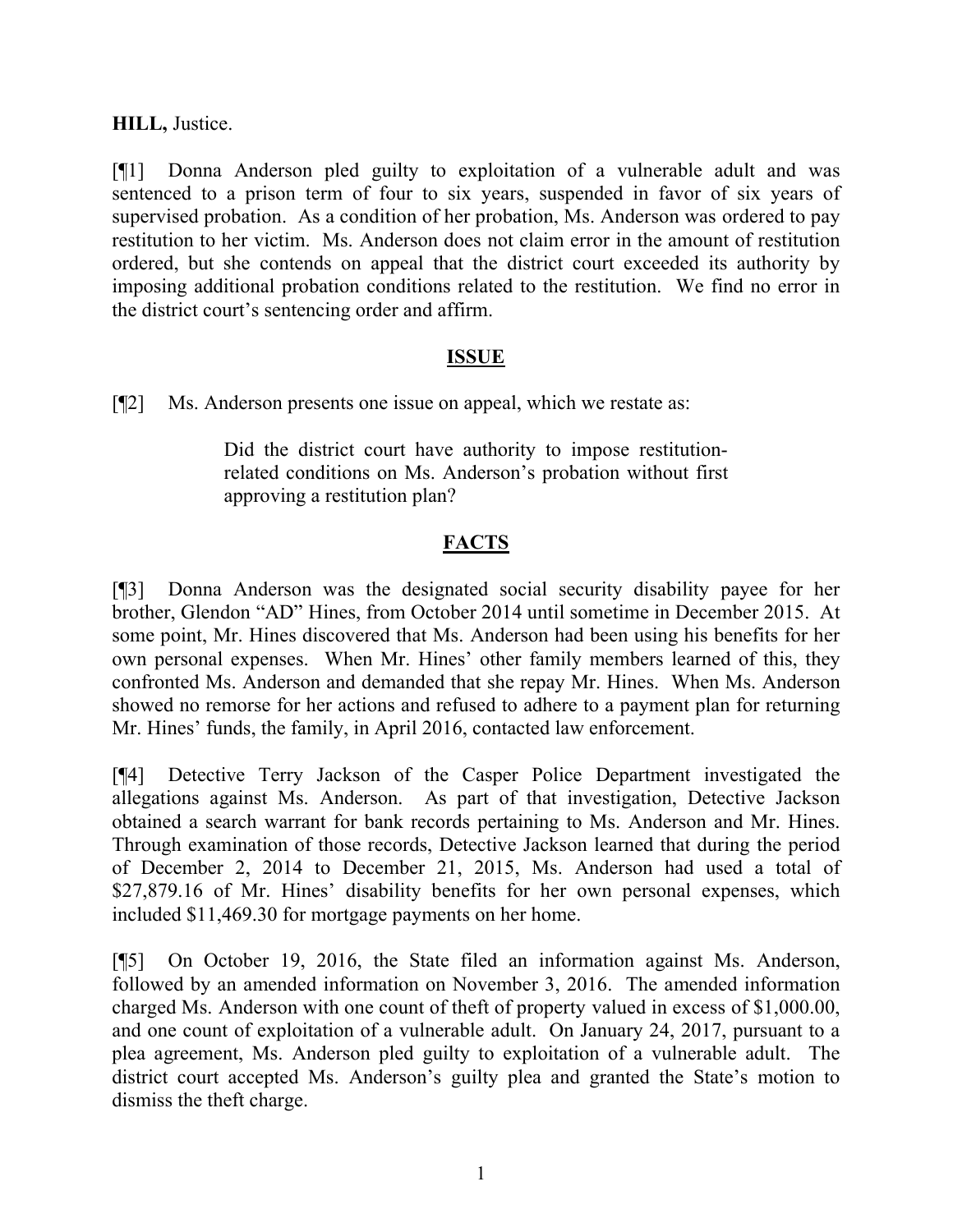**HILL,** Justice.

[¶1] Donna Anderson pled guilty to exploitation of a vulnerable adult and was sentenced to a prison term of four to six years, suspended in favor of six years of supervised probation. As a condition of her probation, Ms. Anderson was ordered to pay restitution to her victim. Ms. Anderson does not claim error in the amount of restitution ordered, but she contends on appeal that the district court exceeded its authority by imposing additional probation conditions related to the restitution. We find no error in the district court's sentencing order and affirm.

## ISSUE

[¶2] Ms. Anderson presents one issue on appeal, which we restate as:

> Did the district court have authority to impose restitution-related conditions on Ms. Anderson's probation without first approving a restitution plan?

## FACTS

[¶3] Donna Anderson was the designated social security disability payee for her brother, Glendon "AD" Hines, from October 2014 until sometime in December 2015. At some point, Mr. Hines discovered that Ms. Anderson had been using his benefits for her own personal expenses. When Mr. Hines' other family members learned of this, they confronted Ms. Anderson and demanded that she repay Mr. Hines. When Ms. Anderson showed no remorse for her actions and refused to adhere to a payment plan for returning Mr. Hines' funds, the family, in April 2016, contacted law enforcement.

[¶4] Detective Terry Jackson of the Casper Police Department investigated the allegations against Ms. Anderson. As part of that investigation, Detective Jackson obtained a search warrant for bank records pertaining to Ms. Anderson and Mr. Hines. Through examination of those records, Detective Jackson learned that during the period of December 2, 2014 to December 21, 2015, Ms. Anderson had used a total of $27,879.16 of Mr. Hines' disability benefits for her own personal expenses, which included $11,469.30 for mortgage payments on her home.

[¶5] On October 19, 2016, the State filed an information against Ms. Anderson, followed by an amended information on November 3, 2016. The amended information charged Ms. Anderson with one count of theft of property valued in excess of $1,000.00, and one count of exploitation of a vulnerable adult. On January 24, 2017, pursuant to a plea agreement, Ms. Anderson pled guilty to exploitation of a vulnerable adult. The district court accepted Ms. Anderson's guilty plea and granted the State's motion to dismiss the theft charge.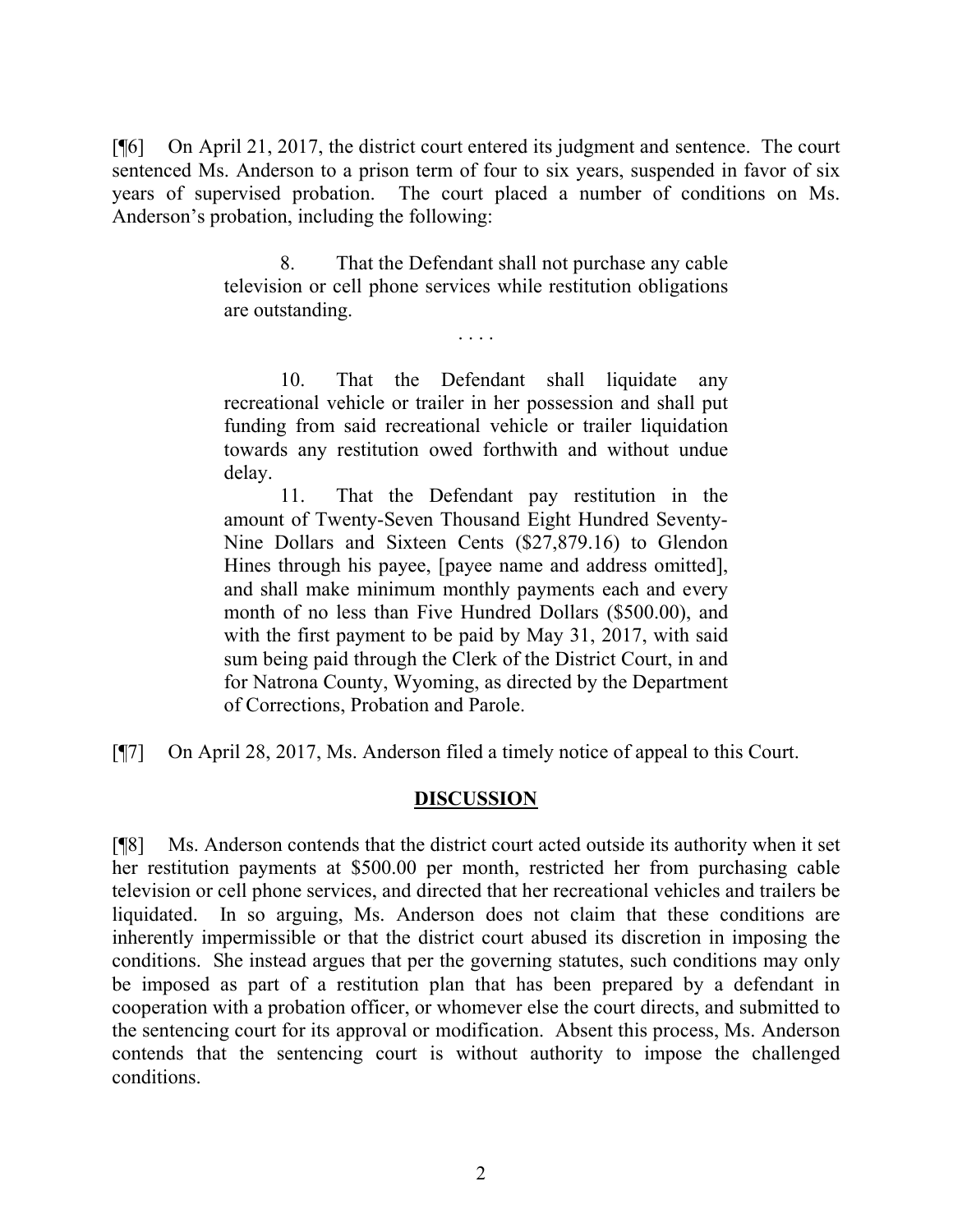[¶6] On April 21, 2017, the district court entered its judgment and sentence. The court sentenced Ms. Anderson to a prison term of four to six years, suspended in favor of six years of supervised probation. The court placed a number of conditions on Ms. Anderson's probation, including the following:

> 8. That the Defendant shall not purchase any cable television or cell phone services while restitution obligations are outstanding.
>
> . . . .
>
> 10. That the Defendant shall liquidate any recreational vehicle or trailer in her possession and shall put funding from said recreational vehicle or trailer liquidation towards any restitution owed forthwith and without undue delay.
>
> 11. That the Defendant pay restitution in the amount of Twenty-Seven Thousand Eight Hundred Seventy-Nine Dollars and Sixteen Cents ($27,879.16) to Glendon Hines through his payee, [payee name and address omitted], and shall make minimum monthly payments each and every month of no less than Five Hundred Dollars ($500.00), and with the first payment to be paid by May 31, 2017, with said sum being paid through the Clerk of the District Court, in and for Natrona County, Wyoming, as directed by the Department of Corrections, Probation and Parole.

[¶7] On April 28, 2017, Ms. Anderson filed a timely notice of appeal to this Court.

## DISCUSSION

[¶8] Ms. Anderson contends that the district court acted outside its authority when it set her restitution payments at $500.00 per month, restricted her from purchasing cable television or cell phone services, and directed that her recreational vehicles and trailers be liquidated. In so arguing, Ms. Anderson does not claim that these conditions are inherently impermissible or that the district court abused its discretion in imposing the conditions. She instead argues that per the governing statutes, such conditions may only be imposed as part of a restitution plan that has been prepared by a defendant in cooperation with a probation officer, or whomever else the court directs, and submitted to the sentencing court for its approval or modification. Absent this process, Ms. Anderson contends that the sentencing court is without authority to impose the challenged conditions.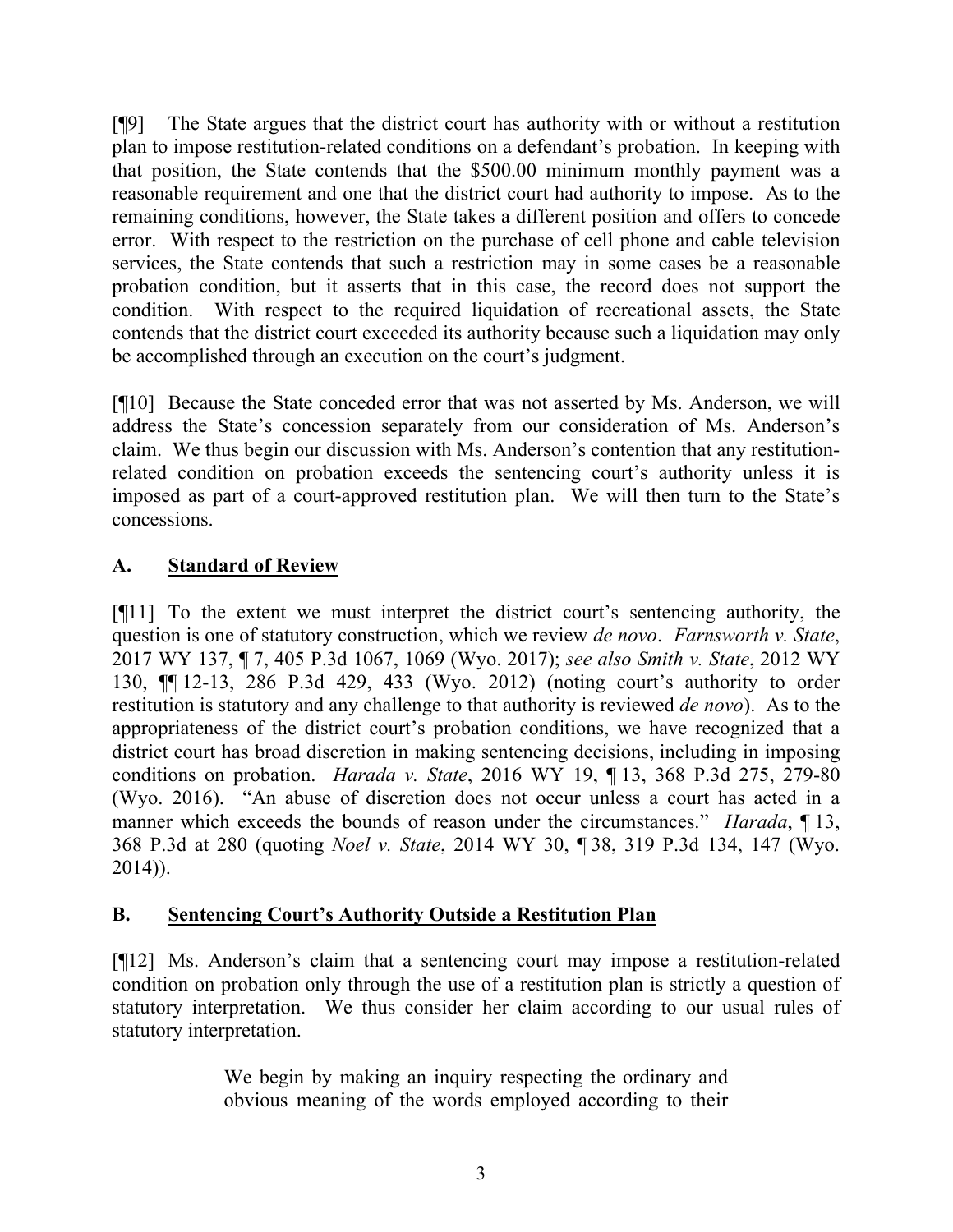[¶9] The State argues that the district court has authority with or without a restitution plan to impose restitution-related conditions on a defendant's probation. In keeping with that position, the State contends that the $500.00 minimum monthly payment was a reasonable requirement and one that the district court had authority to impose. As to the remaining conditions, however, the State takes a different position and offers to concede error. With respect to the restriction on the purchase of cell phone and cable television services, the State contends that such a restriction may in some cases be a reasonable probation condition, but it asserts that in this case, the record does not support the condition. With respect to the required liquidation of recreational assets, the State contends that the district court exceeded its authority because such a liquidation may only be accomplished through an execution on the court's judgment.

[¶10] Because the State conceded error that was not asserted by Ms. Anderson, we will address the State's concession separately from our consideration of Ms. Anderson's claim. We thus begin our discussion with Ms. Anderson's contention that any restitution-related condition on probation exceeds the sentencing court's authority unless it is imposed as part of a court-approved restitution plan. We will then turn to the State's concessions.

## A. Standard of Review

[¶11] To the extent we must interpret the district court's sentencing authority, the question is one of statutory construction, which we review *de novo*. *Farnsworth v. State*, 2017 WY 137, ¶ 7, 405 P.3d 1067, 1069 (Wyo. 2017); *see also Smith v. State*, 2012 WY 130, ¶¶ 12-13, 286 P.3d 429, 433 (Wyo. 2012) (noting court's authority to order restitution is statutory and any challenge to that authority is reviewed *de novo*). As to the appropriateness of the district court's probation conditions, we have recognized that a district court has broad discretion in making sentencing decisions, including in imposing conditions on probation. *Harada v. State*, 2016 WY 19, ¶ 13, 368 P.3d 275, 279-80 (Wyo. 2016). "An abuse of discretion does not occur unless a court has acted in a manner which exceeds the bounds of reason under the circumstances." *Harada*, ¶ 13, 368 P.3d at 280 (quoting *Noel v. State*, 2014 WY 30, ¶ 38, 319 P.3d 134, 147 (Wyo. 2014)).

## B. Sentencing Court's Authority Outside a Restitution Plan

[¶12] Ms. Anderson's claim that a sentencing court may impose a restitution-related condition on probation only through the use of a restitution plan is strictly a question of statutory interpretation. We thus consider her claim according to our usual rules of statutory interpretation.

> We begin by making an inquiry respecting the ordinary and obvious meaning of the words employed according to their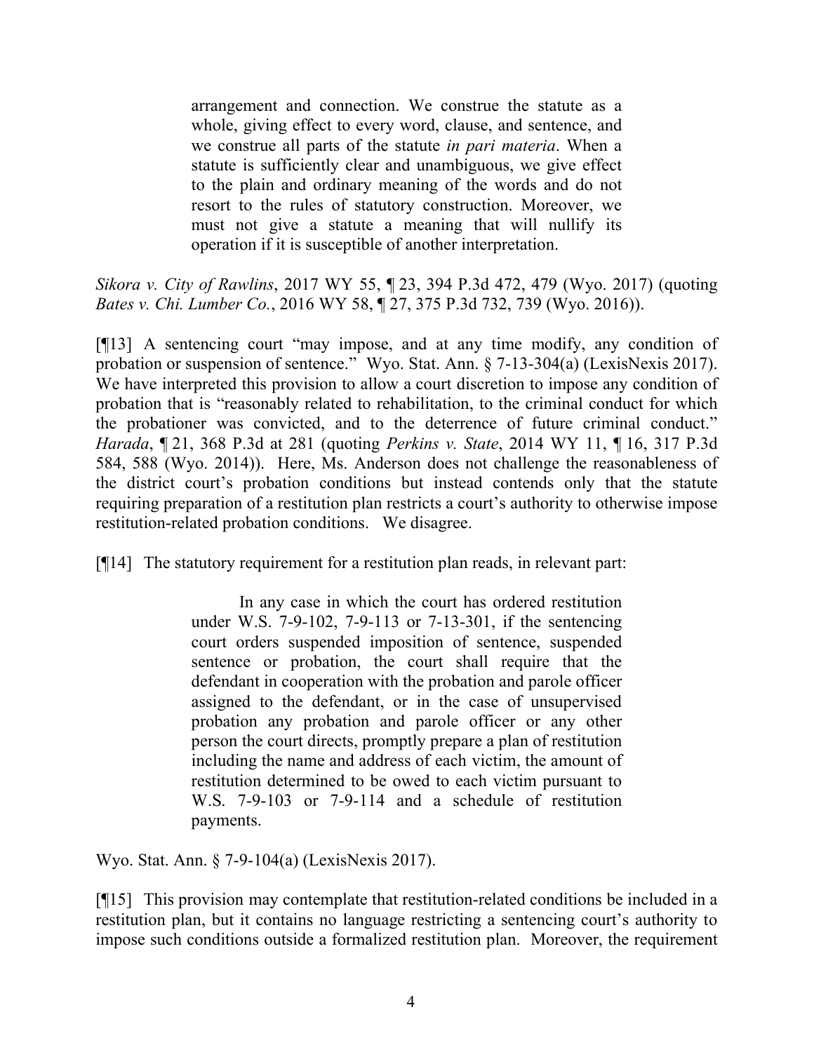> arrangement and connection. We construe the statute as a whole, giving effect to every word, clause, and sentence, and we construe all parts of the statute *in pari materia*. When a statute is sufficiently clear and unambiguous, we give effect to the plain and ordinary meaning of the words and do not resort to the rules of statutory construction. Moreover, we must not give a statute a meaning that will nullify its operation if it is susceptible of another interpretation.

*Sikora v. City of Rawlins*, 2017 WY 55, ¶ 23, 394 P.3d 472, 479 (Wyo. 2017) (quoting *Bates v. Chi. Lumber Co.*, 2016 WY 58, ¶ 27, 375 P.3d 732, 739 (Wyo. 2016)).

[¶13] A sentencing court "may impose, and at any time modify, any condition of probation or suspension of sentence." Wyo. Stat. Ann. § 7-13-304(a) (LexisNexis 2017). We have interpreted this provision to allow a court discretion to impose any condition of probation that is "reasonably related to rehabilitation, to the criminal conduct for which the probationer was convicted, and to the deterrence of future criminal conduct." *Harada*, ¶ 21, 368 P.3d at 281 (quoting *Perkins v. State*, 2014 WY 11, ¶ 16, 317 P.3d 584, 588 (Wyo. 2014)). Here, Ms. Anderson does not challenge the reasonableness of the district court's probation conditions but instead contends only that the statute requiring preparation of a restitution plan restricts a court's authority to otherwise impose restitution-related probation conditions. We disagree.

[¶14] The statutory requirement for a restitution plan reads, in relevant part:

> In any case in which the court has ordered restitution under W.S. 7-9-102, 7-9-113 or 7-13-301, if the sentencing court orders suspended imposition of sentence, suspended sentence or probation, the court shall require that the defendant in cooperation with the probation and parole officer assigned to the defendant, or in the case of unsupervised probation any probation and parole officer or any other person the court directs, promptly prepare a plan of restitution including the name and address of each victim, the amount of restitution determined to be owed to each victim pursuant to W.S. 7-9-103 or 7-9-114 and a schedule of restitution payments.

Wyo. Stat. Ann. § 7-9-104(a) (LexisNexis 2017).

[¶15] This provision may contemplate that restitution-related conditions be included in a restitution plan, but it contains no language restricting a sentencing court's authority to impose such conditions outside a formalized restitution plan. Moreover, the requirement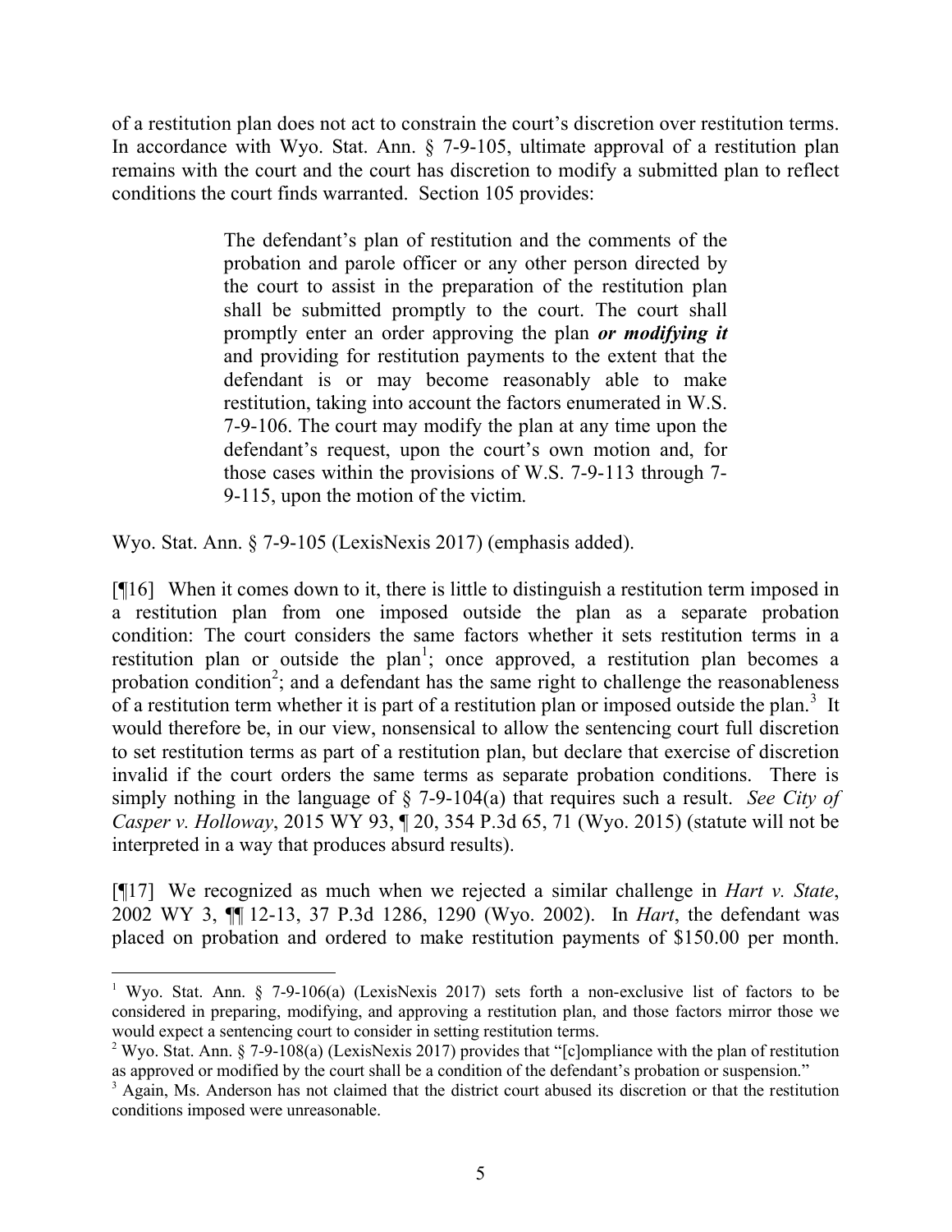of a restitution plan does not act to constrain the court's discretion over restitution terms. In accordance with Wyo. Stat. Ann. § 7-9-105, ultimate approval of a restitution plan remains with the court and the court has discretion to modify a submitted plan to reflect conditions the court finds warranted. Section 105 provides:

> The defendant's plan of restitution and the comments of the probation and parole officer or any other person directed by the court to assist in the preparation of the restitution plan shall be submitted promptly to the court. The court shall promptly enter an order approving the plan ***or modifying it*** and providing for restitution payments to the extent that the defendant is or may become reasonably able to make restitution, taking into account the factors enumerated in W.S. 7-9-106. The court may modify the plan at any time upon the defendant's request, upon the court's own motion and, for those cases within the provisions of W.S. 7-9-113 through 7-9-115, upon the motion of the victim.

Wyo. Stat. Ann. § 7-9-105 (LexisNexis 2017) (emphasis added).

[¶16] When it comes down to it, there is little to distinguish a restitution term imposed in a restitution plan from one imposed outside the plan as a separate probation condition: The court considers the same factors whether it sets restitution terms in a restitution plan or outside the plan[1]; once approved, a restitution plan becomes a probation condition[2]; and a defendant has the same right to challenge the reasonableness of a restitution term whether it is part of a restitution plan or imposed outside the plan.[3] It would therefore be, in our view, nonsensical to allow the sentencing court full discretion to set restitution terms as part of a restitution plan, but declare that exercise of discretion invalid if the court orders the same terms as separate probation conditions. There is simply nothing in the language of § 7-9-104(a) that requires such a result. *See City of Casper v. Holloway*, 2015 WY 93, ¶ 20, 354 P.3d 65, 71 (Wyo. 2015) (statute will not be interpreted in a way that produces absurd results).

[¶17] We recognized as much when we rejected a similar challenge in *Hart v. State*, 2002 WY 3, ¶¶ 12-13, 37 P.3d 1286, 1290 (Wyo. 2002). In *Hart*, the defendant was placed on probation and ordered to make restitution payments of $150.00 per month.

---

[1] Wyo. Stat. Ann. § 7-9-106(a) (LexisNexis 2017) sets forth a non-exclusive list of factors to be considered in preparing, modifying, and approving a restitution plan, and those factors mirror those we would expect a sentencing court to consider in setting restitution terms.

[2] Wyo. Stat. Ann. § 7-9-108(a) (LexisNexis 2017) provides that "[c]ompliance with the plan of restitution as approved or modified by the court shall be a condition of the defendant's probation or suspension."

[3] Again, Ms. Anderson has not claimed that the district court abused its discretion or that the restitution conditions imposed were unreasonable.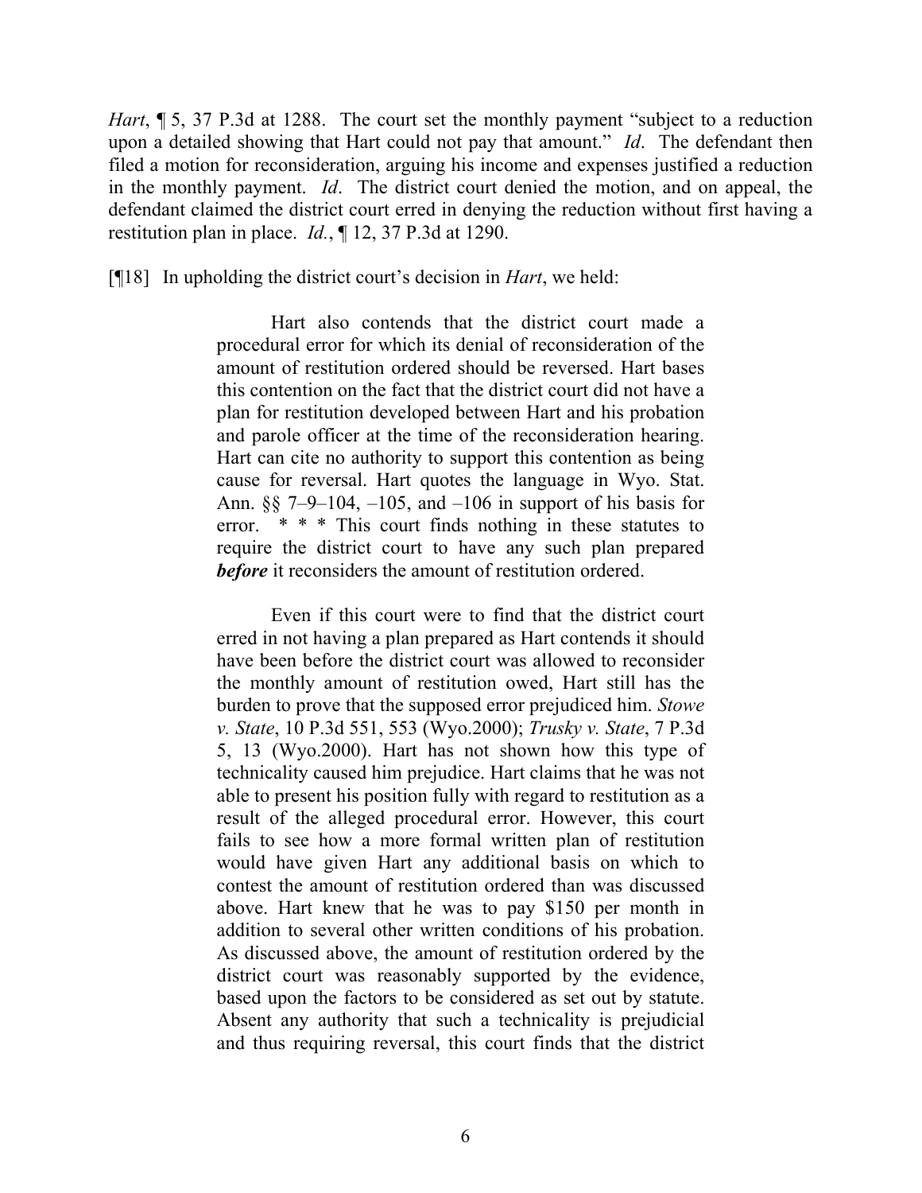*Hart*, ¶ 5, 37 P.3d at 1288. The court set the monthly payment "subject to a reduction upon a detailed showing that Hart could not pay that amount." *Id*. The defendant then filed a motion for reconsideration, arguing his income and expenses justified a reduction in the monthly payment. *Id*. The district court denied the motion, and on appeal, the defendant claimed the district court erred in denying the reduction without first having a restitution plan in place. *Id.*, ¶ 12, 37 P.3d at 1290.

[¶18] In upholding the district court's decision in *Hart*, we held:

> Hart also contends that the district court made a procedural error for which its denial of reconsideration of the amount of restitution ordered should be reversed. Hart bases this contention on the fact that the district court did not have a plan for restitution developed between Hart and his probation and parole officer at the time of the reconsideration hearing. Hart can cite no authority to support this contention as being cause for reversal. Hart quotes the language in Wyo. Stat. Ann. §§ 7–9–104, –105, and –106 in support of his basis for error. * * * This court finds nothing in these statutes to require the district court to have any such plan prepared ***before*** it reconsiders the amount of restitution ordered.
>
> Even if this court were to find that the district court erred in not having a plan prepared as Hart contends it should have been before the district court was allowed to reconsider the monthly amount of restitution owed, Hart still has the burden to prove that the supposed error prejudiced him. *Stowe v. State*, 10 P.3d 551, 553 (Wyo.2000); *Trusky v. State*, 7 P.3d 5, 13 (Wyo.2000). Hart has not shown how this type of technicality caused him prejudice. Hart claims that he was not able to present his position fully with regard to restitution as a result of the alleged procedural error. However, this court fails to see how a more formal written plan of restitution would have given Hart any additional basis on which to contest the amount of restitution ordered than was discussed above. Hart knew that he was to pay $150 per month in addition to several other written conditions of his probation. As discussed above, the amount of restitution ordered by the district court was reasonably supported by the evidence, based upon the factors to be considered as set out by statute. Absent any authority that such a technicality is prejudicial and thus requiring reversal, this court finds that the district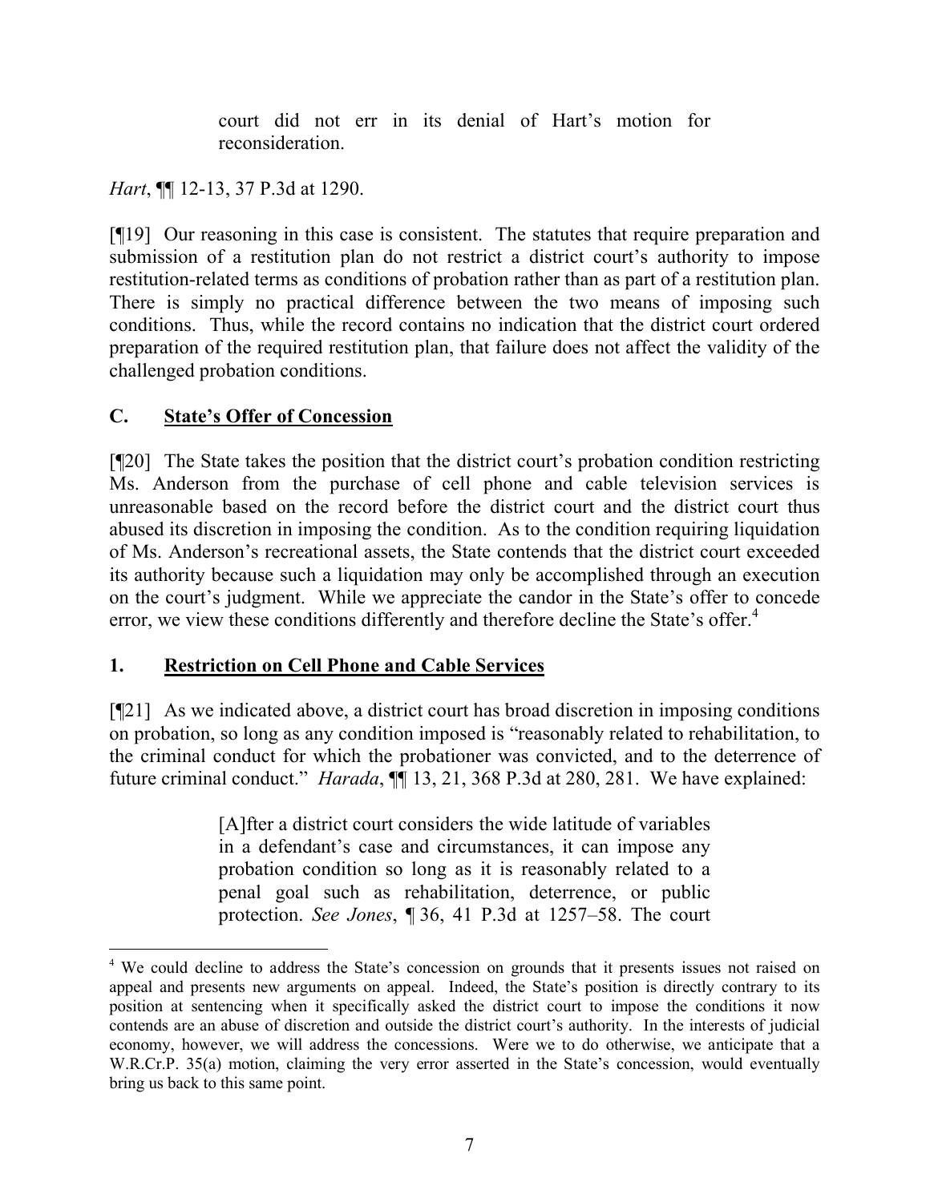> court did not err in its denial of Hart's motion for reconsideration.

*Hart*, ¶¶ 12-13, 37 P.3d at 1290.

[¶19] Our reasoning in this case is consistent. The statutes that require preparation and submission of a restitution plan do not restrict a district court's authority to impose restitution-related terms as conditions of probation rather than as part of a restitution plan. There is simply no practical difference between the two means of imposing such conditions. Thus, while the record contains no indication that the district court ordered preparation of the required restitution plan, that failure does not affect the validity of the challenged probation conditions.

## C. State's Offer of Concession

[¶20] The State takes the position that the district court's probation condition restricting Ms. Anderson from the purchase of cell phone and cable television services is unreasonable based on the record before the district court and the district court thus abused its discretion in imposing the condition. As to the condition requiring liquidation of Ms. Anderson's recreational assets, the State contends that the district court exceeded its authority because such a liquidation may only be accomplished through an execution on the court's judgment. While we appreciate the candor in the State's offer to concede error, we view these conditions differently and therefore decline the State's offer.[4]

### 1. Restriction on Cell Phone and Cable Services

[¶21] As we indicated above, a district court has broad discretion in imposing conditions on probation, so long as any condition imposed is "reasonably related to rehabilitation, to the criminal conduct for which the probationer was convicted, and to the deterrence of future criminal conduct." *Harada*, ¶¶ 13, 21, 368 P.3d at 280, 281. We have explained:

> [A]fter a district court considers the wide latitude of variables in a defendant's case and circumstances, it can impose any probation condition so long as it is reasonably related to a penal goal such as rehabilitation, deterrence, or public protection. *See Jones*, ¶ 36, 41 P.3d at 1257–58. The court

[4] We could decline to address the State's concession on grounds that it presents issues not raised on appeal and presents new arguments on appeal. Indeed, the State's position is directly contrary to its position at sentencing when it specifically asked the district court to impose the conditions it now contends are an abuse of discretion and outside the district court's authority. In the interests of judicial economy, however, we will address the concessions. Were we to do otherwise, we anticipate that a W.R.Cr.P. 35(a) motion, claiming the very error asserted in the State's concession, would eventually bring us back to this same point.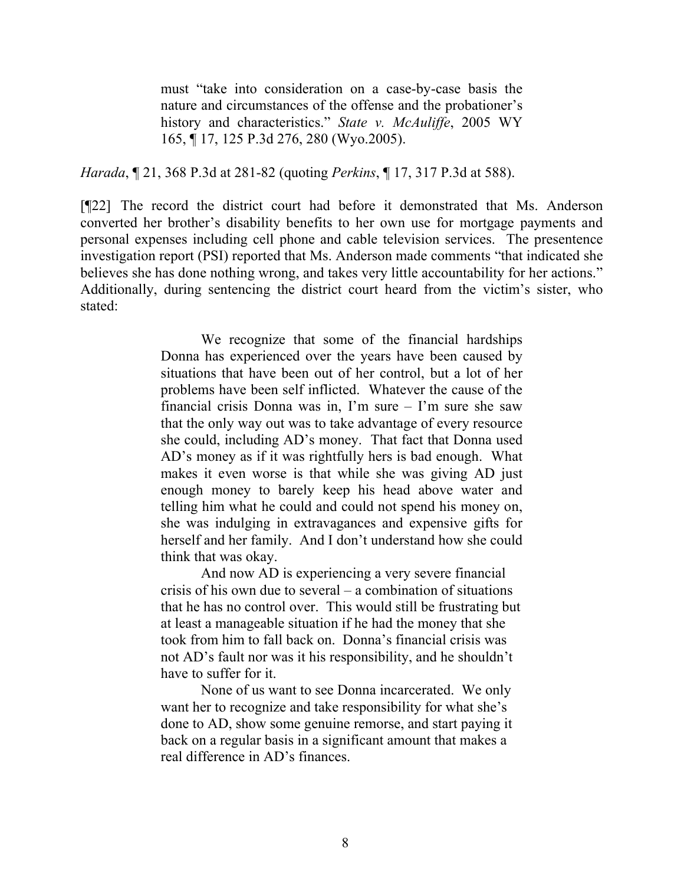> must "take into consideration on a case-by-case basis the nature and circumstances of the offense and the probationer's history and characteristics." *State v. McAuliffe*, 2005 WY 165, ¶ 17, 125 P.3d 276, 280 (Wyo.2005).

*Harada*, ¶ 21, 368 P.3d at 281-82 (quoting *Perkins*, ¶ 17, 317 P.3d at 588).

[¶22] The record the district court had before it demonstrated that Ms. Anderson converted her brother's disability benefits to her own use for mortgage payments and personal expenses including cell phone and cable television services. The presentence investigation report (PSI) reported that Ms. Anderson made comments "that indicated she believes she has done nothing wrong, and takes very little accountability for her actions." Additionally, during sentencing the district court heard from the victim's sister, who stated:

> We recognize that some of the financial hardships Donna has experienced over the years have been caused by situations that have been out of her control, but a lot of her problems have been self inflicted. Whatever the cause of the financial crisis Donna was in, I'm sure – I'm sure she saw that the only way out was to take advantage of every resource she could, including AD's money. That fact that Donna used AD's money as if it was rightfully hers is bad enough. What makes it even worse is that while she was giving AD just enough money to barely keep his head above water and telling him what he could and could not spend his money on, she was indulging in extravagances and expensive gifts for herself and her family. And I don't understand how she could think that was okay.
>
> And now AD is experiencing a very severe financial crisis of his own due to several – a combination of situations that he has no control over. This would still be frustrating but at least a manageable situation if he had the money that she took from him to fall back on. Donna's financial crisis was not AD's fault nor was it his responsibility, and he shouldn't have to suffer for it.
>
> None of us want to see Donna incarcerated. We only want her to recognize and take responsibility for what she's done to AD, show some genuine remorse, and start paying it back on a regular basis in a significant amount that makes a real difference in AD's finances.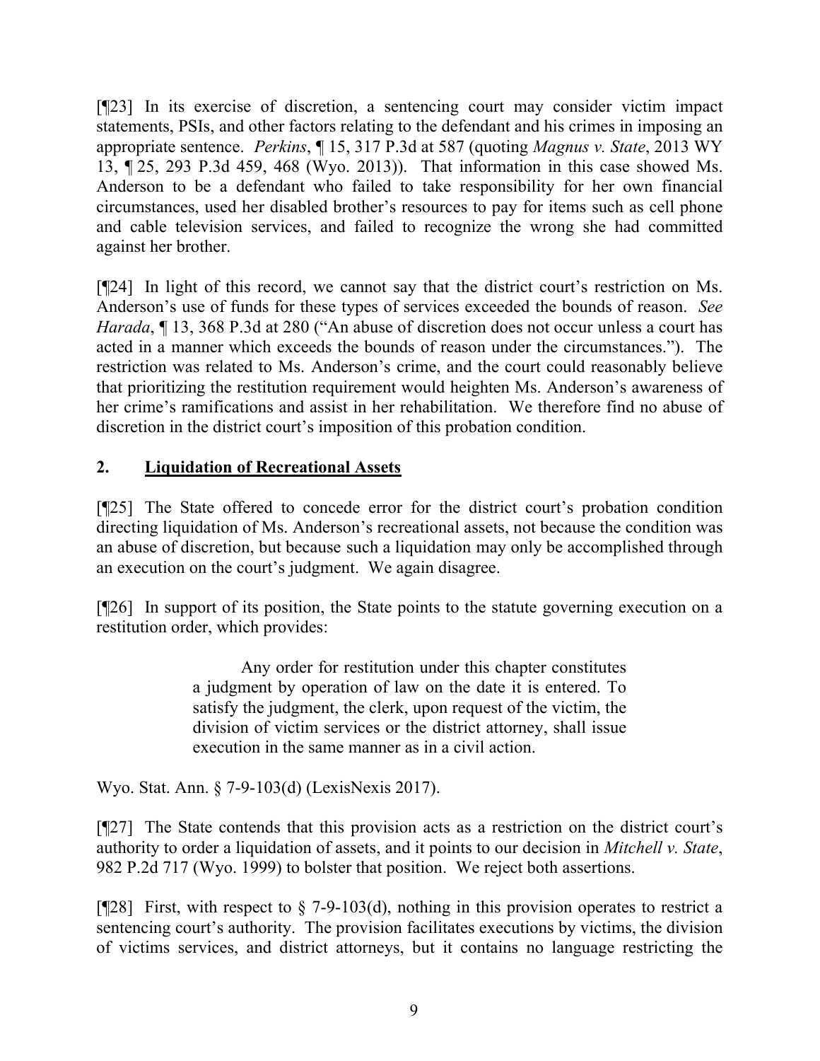[¶23] In its exercise of discretion, a sentencing court may consider victim impact statements, PSIs, and other factors relating to the defendant and his crimes in imposing an appropriate sentence. *Perkins*, ¶ 15, 317 P.3d at 587 (quoting *Magnus v. State*, 2013 WY 13, ¶ 25, 293 P.3d 459, 468 (Wyo. 2013)). That information in this case showed Ms. Anderson to be a defendant who failed to take responsibility for her own financial circumstances, used her disabled brother's resources to pay for items such as cell phone and cable television services, and failed to recognize the wrong she had committed against her brother.

[¶24] In light of this record, we cannot say that the district court's restriction on Ms. Anderson's use of funds for these types of services exceeded the bounds of reason. *See Harada*, ¶ 13, 368 P.3d at 280 ("An abuse of discretion does not occur unless a court has acted in a manner which exceeds the bounds of reason under the circumstances."). The restriction was related to Ms. Anderson's crime, and the court could reasonably believe that prioritizing the restitution requirement would heighten Ms. Anderson's awareness of her crime's ramifications and assist in her rehabilitation. We therefore find no abuse of discretion in the district court's imposition of this probation condition.

## 2. Liquidation of Recreational Assets

[¶25] The State offered to concede error for the district court's probation condition directing liquidation of Ms. Anderson's recreational assets, not because the condition was an abuse of discretion, but because such a liquidation may only be accomplished through an execution on the court's judgment. We again disagree.

[¶26] In support of its position, the State points to the statute governing execution on a restitution order, which provides:

> Any order for restitution under this chapter constitutes a judgment by operation of law on the date it is entered. To satisfy the judgment, the clerk, upon request of the victim, the division of victim services or the district attorney, shall issue execution in the same manner as in a civil action.

Wyo. Stat. Ann. § 7-9-103(d) (LexisNexis 2017).

[¶27] The State contends that this provision acts as a restriction on the district court's authority to order a liquidation of assets, and it points to our decision in *Mitchell v. State*, 982 P.2d 717 (Wyo. 1999) to bolster that position. We reject both assertions.

[¶28] First, with respect to § 7-9-103(d), nothing in this provision operates to restrict a sentencing court's authority. The provision facilitates executions by victims, the division of victims services, and district attorneys, but it contains no language restricting the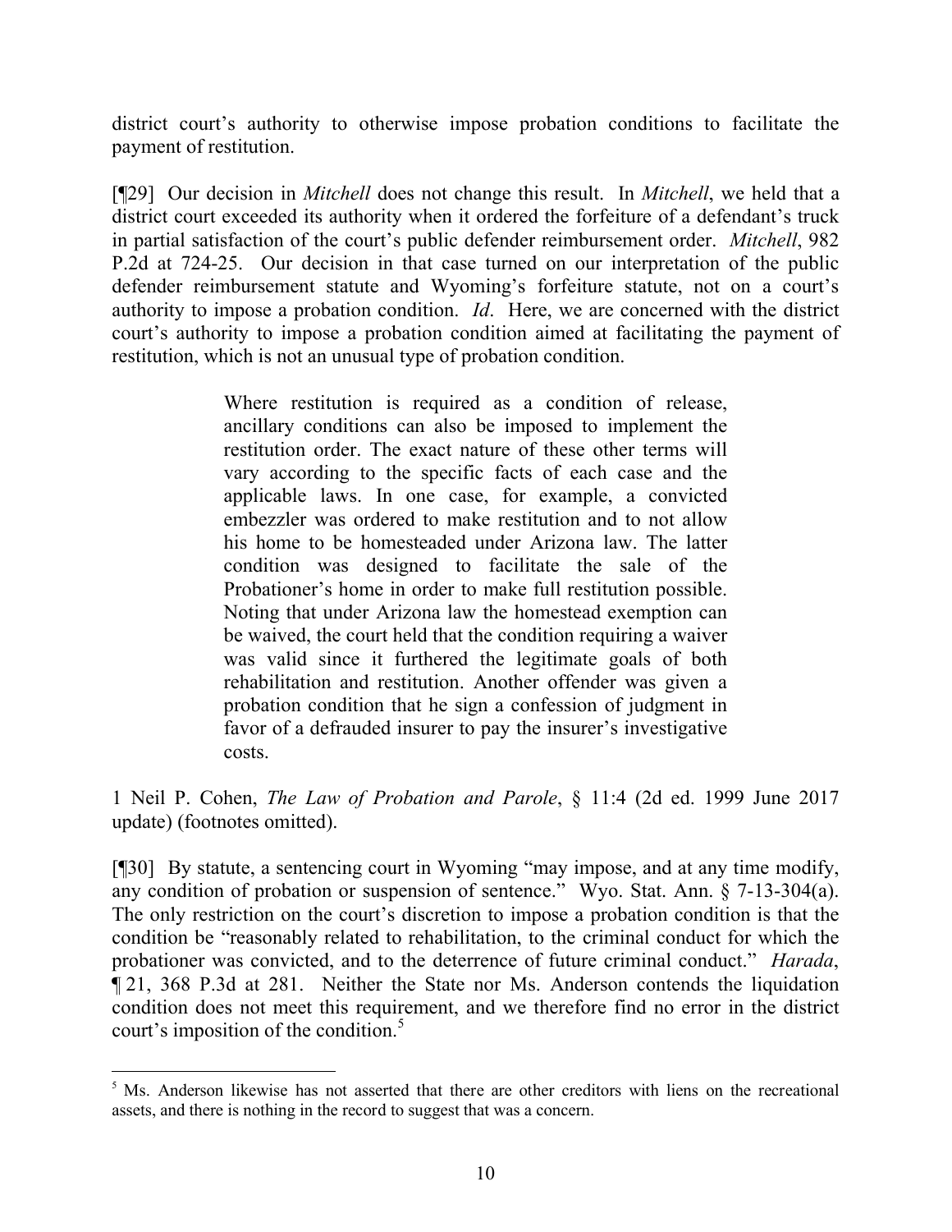district court's authority to otherwise impose probation conditions to facilitate the payment of restitution.

[¶29] Our decision in *Mitchell* does not change this result. In *Mitchell*, we held that a district court exceeded its authority when it ordered the forfeiture of a defendant's truck in partial satisfaction of the court's public defender reimbursement order. *Mitchell*, 982 P.2d at 724-25. Our decision in that case turned on our interpretation of the public defender reimbursement statute and Wyoming's forfeiture statute, not on a court's authority to impose a probation condition. *Id*. Here, we are concerned with the district court's authority to impose a probation condition aimed at facilitating the payment of restitution, which is not an unusual type of probation condition.

> Where restitution is required as a condition of release, ancillary conditions can also be imposed to implement the restitution order. The exact nature of these other terms will vary according to the specific facts of each case and the applicable laws. In one case, for example, a convicted embezzler was ordered to make restitution and to not allow his home to be homesteaded under Arizona law. The latter condition was designed to facilitate the sale of the Probationer's home in order to make full restitution possible. Noting that under Arizona law the homestead exemption can be waived, the court held that the condition requiring a waiver was valid since it furthered the legitimate goals of both rehabilitation and restitution. Another offender was given a probation condition that he sign a confession of judgment in favor of a defrauded insurer to pay the insurer's investigative costs.

1 Neil P. Cohen, *The Law of Probation and Parole*, § 11:4 (2d ed. 1999 June 2017 update) (footnotes omitted).

[¶30] By statute, a sentencing court in Wyoming "may impose, and at any time modify, any condition of probation or suspension of sentence." Wyo. Stat. Ann. § 7-13-304(a). The only restriction on the court's discretion to impose a probation condition is that the condition be "reasonably related to rehabilitation, to the criminal conduct for which the probationer was convicted, and to the deterrence of future criminal conduct." *Harada*, ¶ 21, 368 P.3d at 281. Neither the State nor Ms. Anderson contends the liquidation condition does not meet this requirement, and we therefore find no error in the district court's imposition of the condition.[5]

[5] Ms. Anderson likewise has not asserted that there are other creditors with liens on the recreational assets, and there is nothing in the record to suggest that was a concern.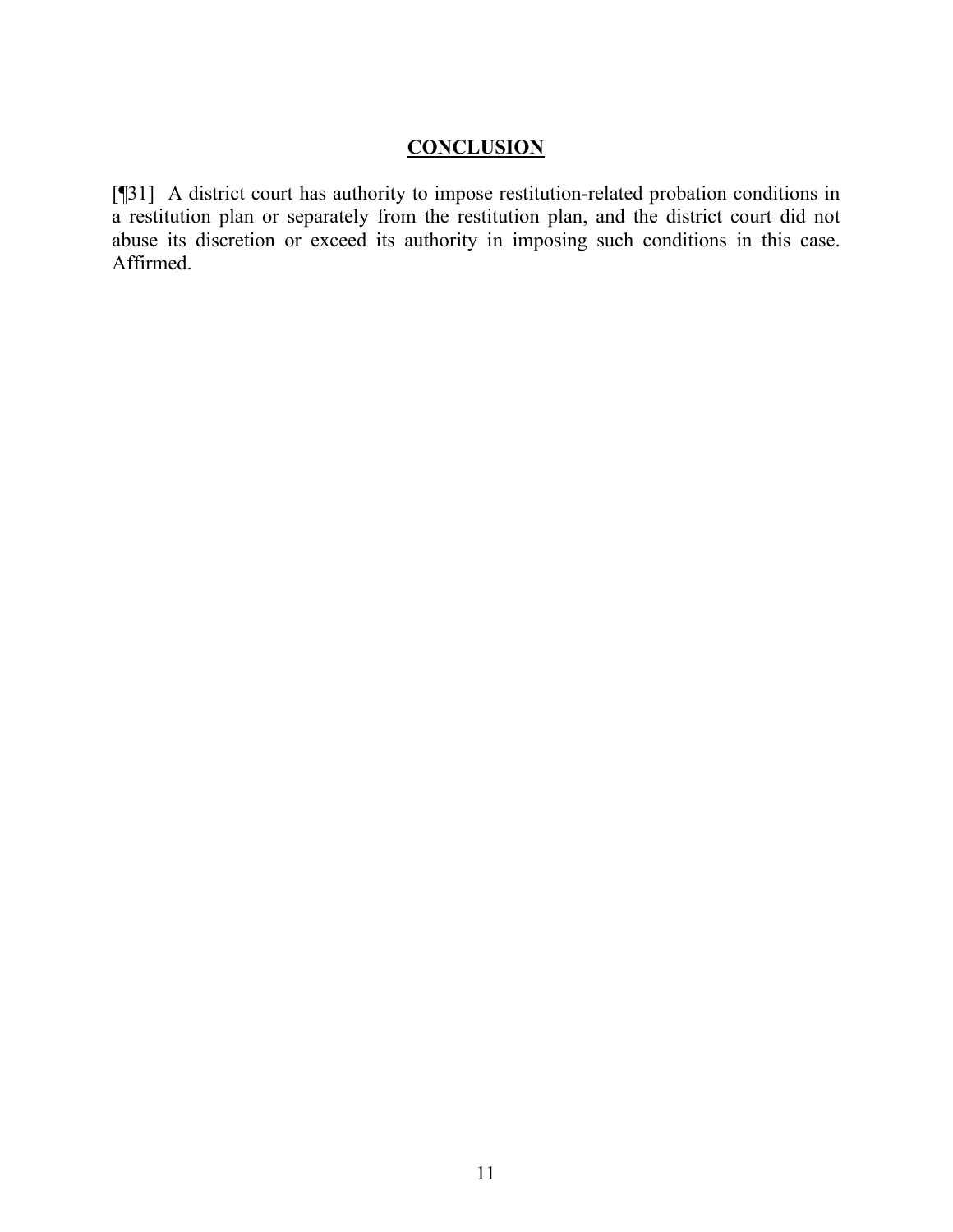## **CONCLUSION**

[¶31] A district court has authority to impose restitution-related probation conditions in a restitution plan or separately from the restitution plan, and the district court did not abuse its discretion or exceed its authority in imposing such conditions in this case. Affirmed.